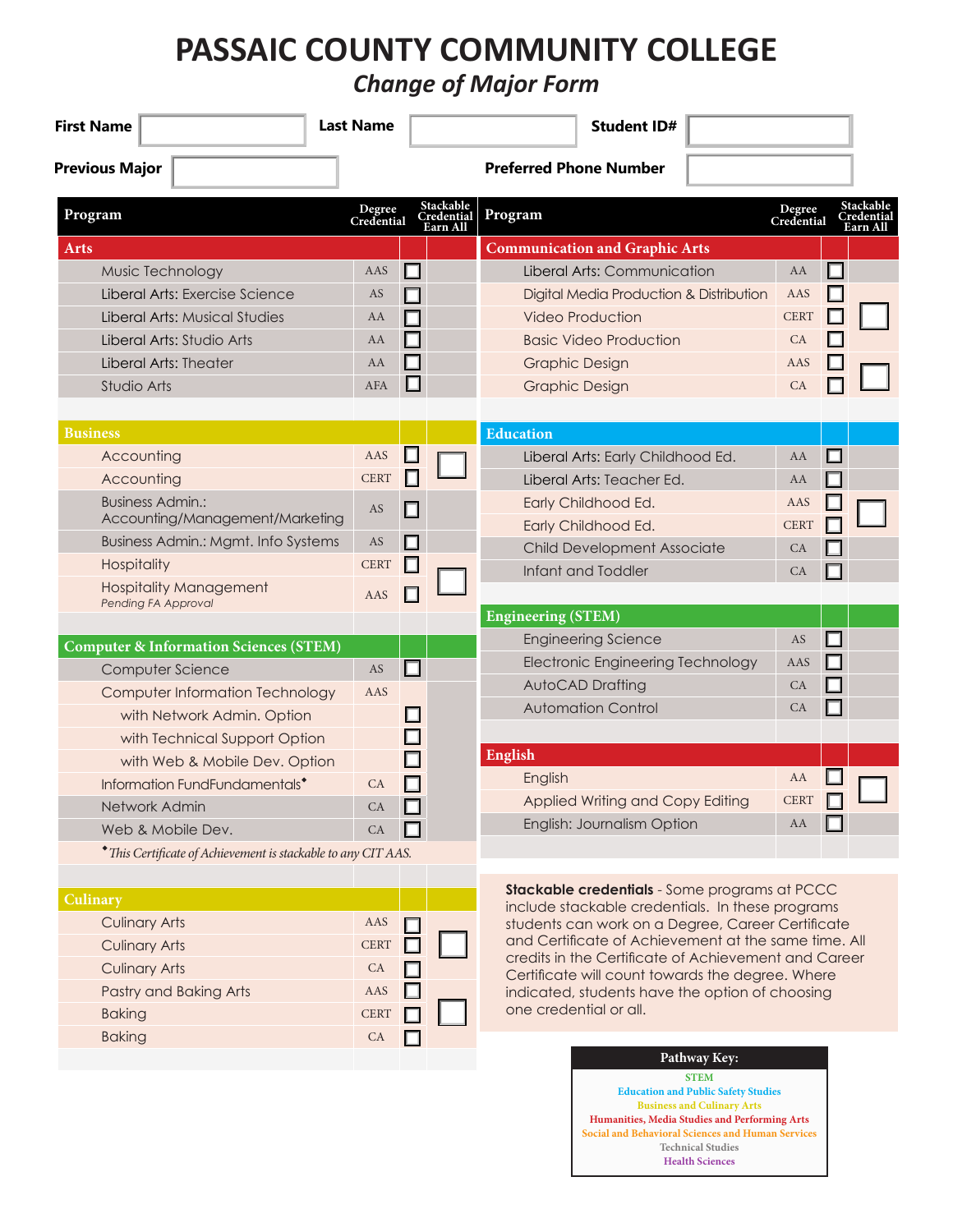# PASSAIC COUNTY COMMUNITY COLLEGE

## *Change of Major Form*

**First Name** ____________ **Last Name** ____________ **Student ID#** ____________

**Previous Major** ____________ **Preferred Phone Number** ____________

| Program | Degree Credential | | Stackable Credential Earn All |
|---|---|---|---|
| **Arts** | | | |
| Music Technology | AAS | ☐ | |
| Liberal Arts: Exercise Science | AS | ☐ | |
| Liberal Arts: Musical Studies | AA | ☐ | |
| Liberal Arts: Studio Arts | AA | ☐ | |
| Liberal Arts: Theater | AA | ☐ | |
| Studio Arts | AFA | ☐ | |
| **Business** | | | |
| Accounting | AAS | ☐ | ☐ |
| Accounting | CERT | ☐ | |
| Business Admin.: Accounting/Management/Marketing | AS | ☐ | |
| Business Admin.: Mgmt. Info Systems | AS | ☐ | |
| Hospitality | CERT | ☐ | ☐ |
| Hospitality Management *Pending FA Approval* | AAS | ☐ | |
| **Computer & Information Sciences (STEM)** | | | |
| Computer Science | AS | ☐ | |
| Computer Information Technology | AAS | | |
| with Network Admin. Option | | ☐ | |
| with Technical Support Option | | ☐ | |
| with Web & Mobile Dev. Option | | ☐ | |
| Information FundFundamentals◆ | CA | ☐ | |
| Network Admin | CA | ☐ | |
| Web & Mobile Dev. | CA | ☐ | |
| ◆*This Certificate of Achievement is stackable to any CIT AAS.* | | | |
| **Culinary** | | | |
| Culinary Arts | AAS | ☐ | ☐ |
| Culinary Arts | CERT | ☐ | |
| Culinary Arts | CA | ☐ | |
| Pastry and Baking Arts | AAS | ☐ | ☐ |
| Baking | CERT | ☐ | |
| Baking | CA | ☐ | |

| Program | Degree Credential | | Stackable Credential Earn All |
|---|---|---|---|
| **Communication and Graphic Arts** | | | |
| Liberal Arts: Communication | AA | ☐ | |
| Digital Media Production & Distribution | AAS | ☐ | ☐ |
| Video Production | CERT | ☐ | |
| Basic Video Production | CA | ☐ | |
| Graphic Design | AAS | ☐ | ☐ |
| Graphic Design | CA | ☐ | |
| **Education** | | | |
| Liberal Arts: Early Childhood Ed. | AA | ☐ | |
| Liberal Arts: Teacher Ed. | AA | ☐ | |
| Early Childhood Ed. | AAS | ☐ | ☐ |
| Early Childhood Ed. | CERT | ☐ | |
| Child Development Associate | CA | ☐ | |
| Infant and Toddler | CA | ☐ | |
| **Engineering (STEM)** | | | |
| Engineering Science | AS | ☐ | |
| Electronic Engineering Technology | AAS | ☐ | |
| AutoCAD Drafting | CA | ☐ | |
| Automation Control | CA | ☐ | |
| **English** | | | |
| English | AA | ☐ | ☐ |
| Applied Writing and Copy Editing | CERT | ☐ | |
| English: Journalism Option | AA | ☐ | |

**Stackable credentials** - Some programs at PCCC include stackable credentials. In these programs students can work on a Degree, Career Certificate and Certificate of Achievement at the same time. All credits in the Certificate of Achievement and Career Certificate will count towards the degree. Where indicated, students have the option of choosing one credential or all.

**Pathway Key:**
- STEM
- Education and Public Safety Studies
- Business and Culinary Arts
- Humanities, Media Studies and Performing Arts
- Social and Behavioral Sciences and Human Services
- Technical Studies
- Health Sciences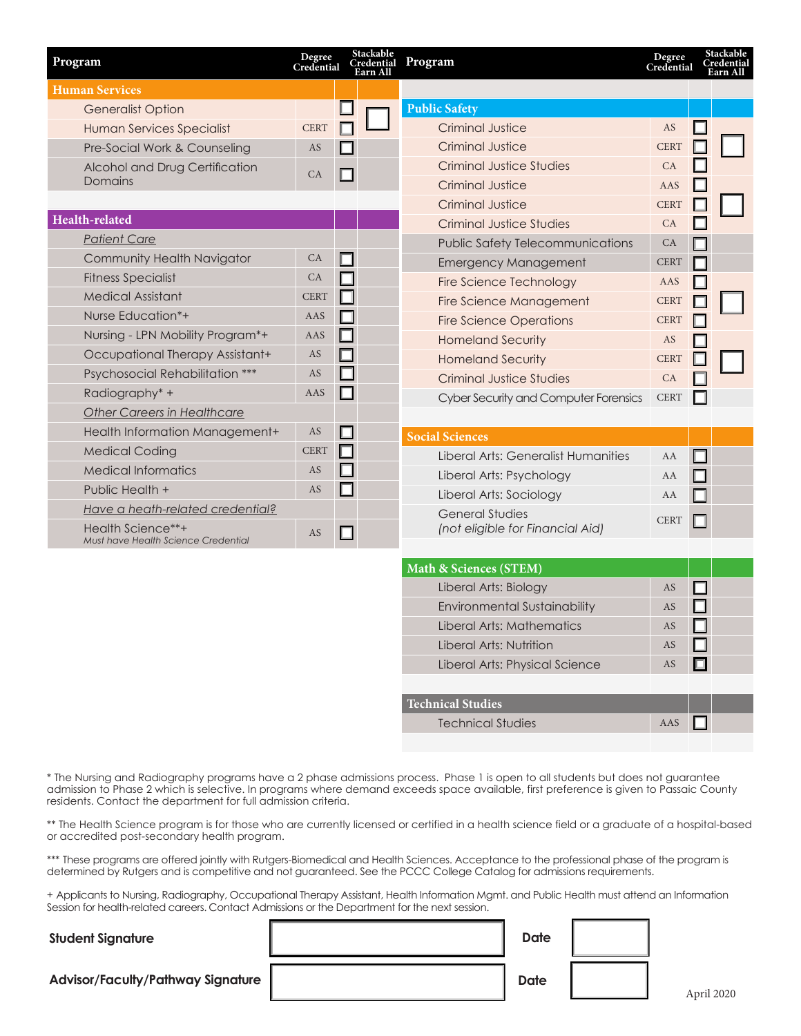| Program | Degree Credential | Stackable Credential Earn All |
|---|---|---|
| **Human Services** | | |
| Generalist Option | ☐ | ☐ |
| Human Services Specialist | CERT | ☐ |
| Pre-Social Work & Counseling | AS | ☐ |
| Alcohol and Drug Certification Domains | CA | ☐ |
| **Health-related** | | |
| *Patient Care* | | |
| Community Health Navigator | CA | ☐ |
| Fitness Specialist | CA | ☐ |
| Medical Assistant | CERT | ☐ |
| Nurse Education*+ | AAS | ☐ |
| Nursing - LPN Mobility Program*+ | AAS | ☐ |
| Occupational Therapy Assistant+ | AS | ☐ |
| Psychosocial Rehabilitation *** | AS | ☐ |
| Radiography* + | AAS | ☐ |
| *Other Careers in Healthcare* | | |
| Health Information Management+ | AS | ☐ |
| Medical Coding | CERT | ☐ |
| Medical Informatics | AS | ☐ |
| Public Health + | AS | ☐ |
| *Have a heath-related credential?* | | |
| Health Science**+ *Must have Health Science Credential* | AS | ☐ |

| Program | Degree Credential | | Stackable Credential Earn All |
|---|---|---|---|
| **Public Safety** | | | |
| Criminal Justice | AS | ☐ | |
| Criminal Justice | CERT | ☐ | ☐ |
| Criminal Justice Studies | CA | ☐ | |
| Criminal Justice | AAS | ☐ | |
| Criminal Justice | CERT | ☐ | ☐ |
| Criminal Justice Studies | CA | ☐ | |
| Public Safety Telecommunications | CA | ☐ | |
| Emergency Management | CERT | ☐ | |
| Fire Science Technology | AAS | ☐ | |
| Fire Science Management | CERT | ☐ | ☐ |
| Fire Science Operations | CERT | ☐ | |
| Homeland Security | AS | ☐ | |
| Homeland Security | CERT | ☐ | ☐ |
| Criminal Justice Studies | CA | ☐ | |
| Cyber Security and Computer Forensics | CERT | ☐ | |
| **Social Sciences** | | | |
| Liberal Arts: Generalist Humanities | AA | ☐ | |
| Liberal Arts: Psychology | AA | ☐ | |
| Liberal Arts: Sociology | AA | ☐ | |
| General Studies *(not eligible for Financial Aid)* | CERT | ☐ | |
| **Math & Sciences (STEM)** | | | |
| Liberal Arts: Biology | AS | ☐ | |
| Environmental Sustainability | AS | ☐ | |
| Liberal Arts: Mathematics | AS | ☐ | |
| Liberal Arts: Nutrition | AS | ☐ | |
| Liberal Arts: Physical Science | AS | ☐ | |
| **Technical Studies** | | | |
| Technical Studies | AAS | ☐ | |

* The Nursing and Radiography programs have a 2 phase admissions process. Phase 1 is open to all students but does not guarantee admission to Phase 2 which is selective. In programs where demand exceeds space available, first preference is given to Passaic County residents. Contact the department for full admission criteria.

** The Health Science program is for those who are currently licensed or certified in a health science field or a graduate of a hospital-based or accredited post-secondary health program.

*** These programs are offered jointly with Rutgers-Biomedical and Health Sciences. Acceptance to the professional phase of the program is determined by Rutgers and is competitive and not guaranteed. See the PCCC College Catalog for admissions requirements.

+ Applicants to Nursing, Radiography, Occupational Therapy Assistant, Health Information Mgmt. and Public Health must attend an Information Session for health-related careers. Contact Admissions or the Department for the next session.

**Student Signature** ____________________ **Date** ________

**Advisor/Faculty/Pathway Signature** ____________________ **Date** ________

April 2020